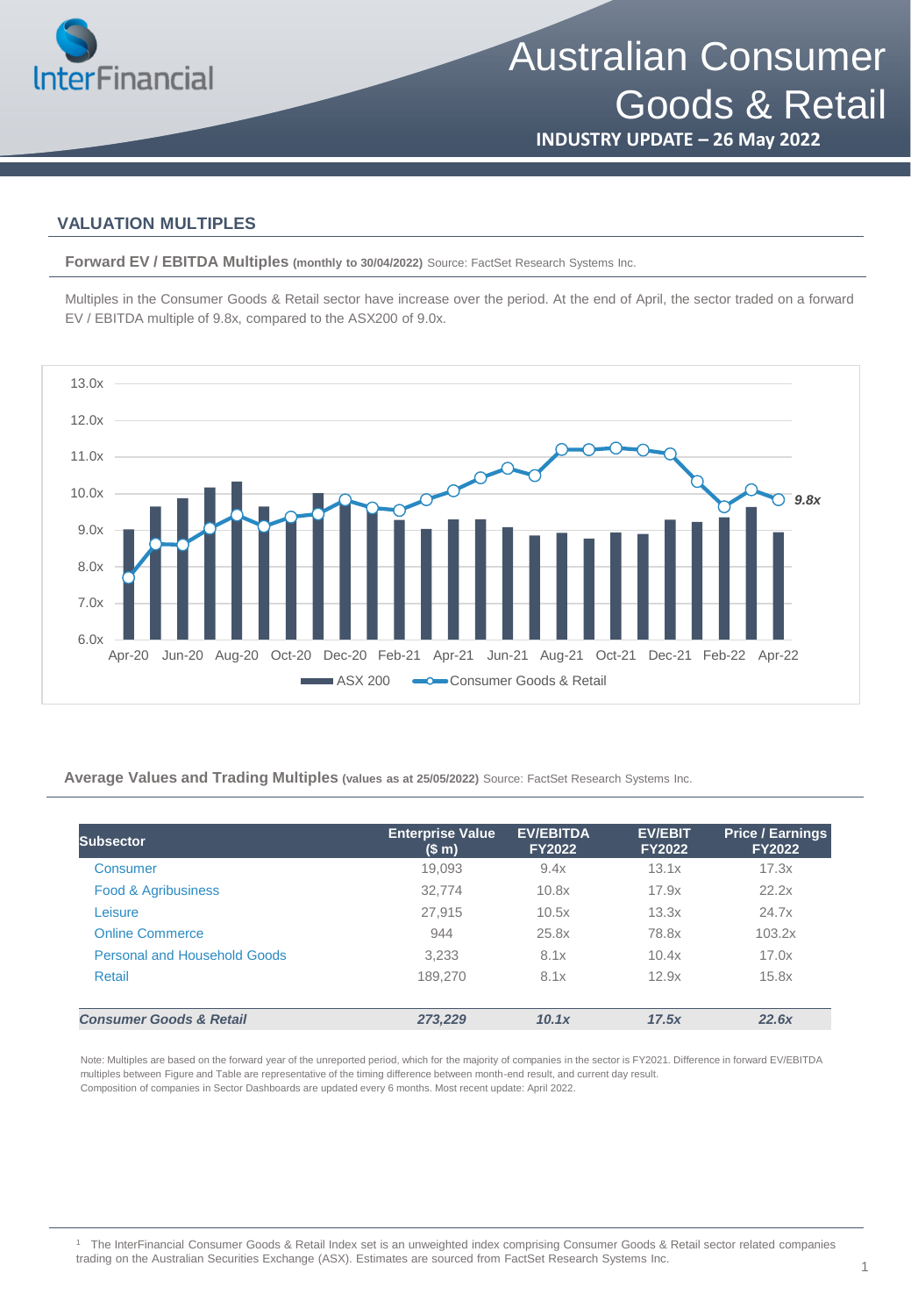# Australian Consumer Goods & Retail

**INDUSTRY UPDATE – 26 May 2022**

## VALUATION MULTIPLES

**Forward EV / EBITDA Multiples** **(monthly to 30/04/2022)** Source: FactSet Research Systems Inc.

Multiples in the Consumer Goods & Retail sector have increase over the period. At the end of April, the sector traded on a forward EV / EBITDA multiple of 9.8x, compared to the ASX200 of 9.0x.

**Average Values and Trading Multiples** **(values as at 25/05/2022)** Source: FactSet Research Systems Inc.

| Subsector | Enterprise Value ($ m) | EV/EBITDA FY2022 | EV/EBIT FY2022 | Price / Earnings FY2022 |
|---|---|---|---|---|
| Consumer | 19,093 | 9.4x | 13.1x | 17.3x |
| Food & Agribusiness | 32,774 | 10.8x | 17.9x | 22.2x |
| Leisure | 27,915 | 10.5x | 13.3x | 24.7x |
| Online Commerce | 944 | 25.8x | 78.8x | 103.2x |
| Personal and Household Goods | 3,233 | 8.1x | 10.4x | 17.0x |
| Retail | 189,270 | 8.1x | 12.9x | 15.8x |
| ***Consumer Goods & Retail*** | ***273,229*** | ***10.1x*** | ***17.5x*** | ***22.6x*** |

Note: Multiples are based on the forward year of the unreported period, which for the majority of companies in the sector is FY2021. Difference in forward EV/EBITDA multiples between Figure and Table are representative of the timing difference between month-end result, and current day result.
Composition of companies in Sector Dashboards are updated every 6 months. Most recent update: April 2022.

[1] The InterFinancial Consumer Goods & Retail Index set is an unweighted index comprising Consumer Goods & Retail sector related companies trading on the Australian Securities Exchange (ASX). Estimates are sourced from FactSet Research Systems Inc.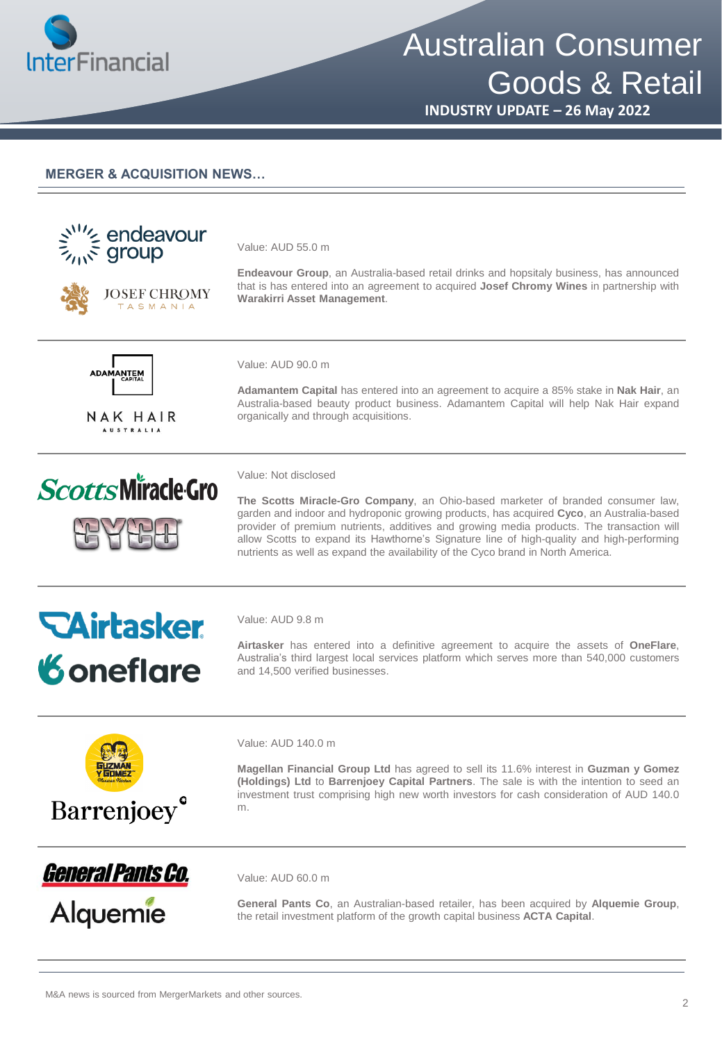## MERGER & ACQUISITION NEWS…

Value: AUD 55.0 m

**Endeavour Group**, an Australia-based retail drinks and hopsitaly business, has announced that is has entered into an agreement to acquired **Josef Chromy Wines** in partnership with **Warakirri Asset Management**.

---

Value: AUD 90.0 m

**Adamantem Capital** has entered into an agreement to acquire a 85% stake in **Nak Hair**, an Australia-based beauty product business. Adamantem Capital will help Nak Hair expand organically and through acquisitions.

---

Value: Not disclosed

**The Scotts Miracle-Gro Company**, an Ohio-based marketer of branded consumer law, garden and indoor and hydroponic growing products, has acquired **Cyco**, an Australia-based provider of premium nutrients, additives and growing media products. The transaction will allow Scotts to expand its Hawthorne's Signature line of high-quality and high-performing nutrients as well as expand the availability of the Cyco brand in North America.

---

Value: AUD 9.8 m

**Airtasker** has entered into a definitive agreement to acquire the assets of **OneFlare**, Australia's third largest local services platform which serves more than 540,000 customers and 14,500 verified businesses.

---

Value: AUD 140.0 m

**Magellan Financial Group Ltd** has agreed to sell its 11.6% interest in **Guzman y Gomez (Holdings) Ltd** to **Barrenjoey Capital Partners**. The sale is with the intention to seed an investment trust comprising high new worth investors for cash consideration of AUD 140.0 m.

---

Value: AUD 60.0 m

**General Pants Co**, an Australian-based retailer, has been acquired by **Alquemie Group**, the retail investment platform of the growth capital business **ACTA Capital**.

---

M&A news is sourced from MergerMarkets and other sources.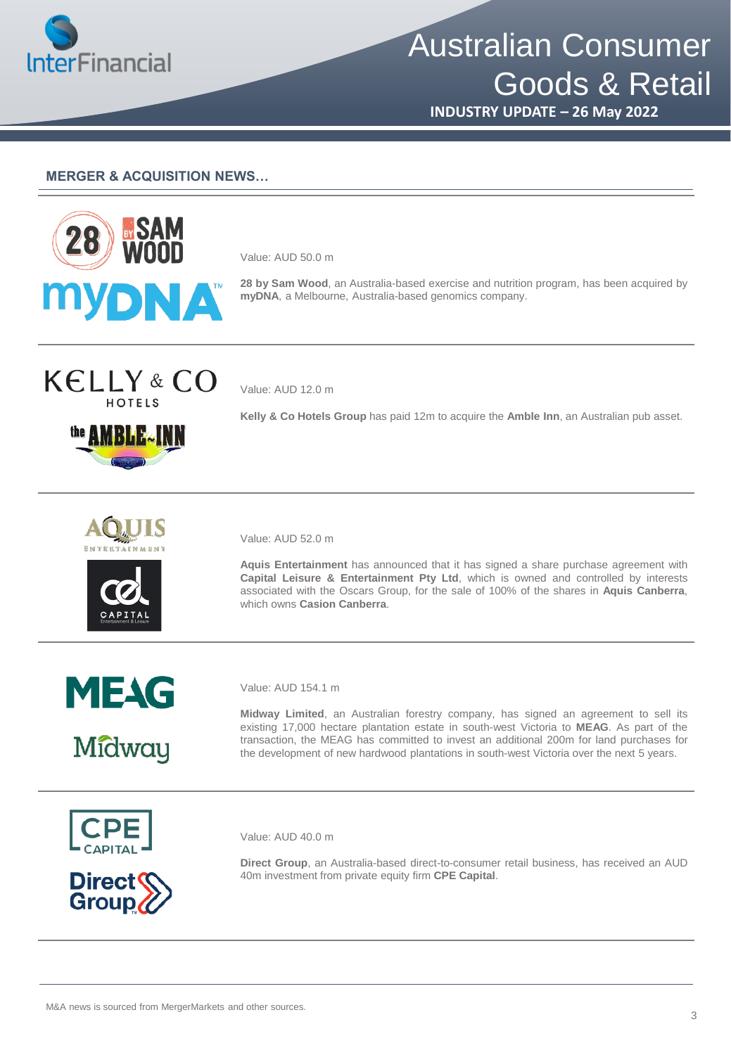## MERGER & ACQUISITION NEWS…

Value: AUD 50.0 m

**28 by Sam Wood**, an Australia-based exercise and nutrition program, has been acquired by **myDNA**, a Melbourne, Australia-based genomics company.

---

Value: AUD 12.0 m

**Kelly & Co Hotels Group** has paid 12m to acquire the **Amble Inn**, an Australian pub asset.

---

Value: AUD 52.0 m

**Aquis Entertainment** has announced that it has signed a share purchase agreement with **Capital Leisure & Entertainment Pty Ltd**, which is owned and controlled by interests associated with the Oscars Group, for the sale of 100% of the shares in **Aquis Canberra**, which owns **Casion Canberra**.

---

Value: AUD 154.1 m

**Midway Limited**, an Australian forestry company, has signed an agreement to sell its existing 17,000 hectare plantation estate in south-west Victoria to **MEAG**. As part of the transaction, the MEAG has committed to invest an additional 200m for land purchases for the development of new hardwood plantations in south-west Victoria over the next 5 years.

---

Value: AUD 40.0 m

**Direct Group**, an Australia-based direct-to-consumer retail business, has received an AUD 40m investment from private equity firm **CPE Capital**.

---

M&A news is sourced from MergerMarkets and other sources.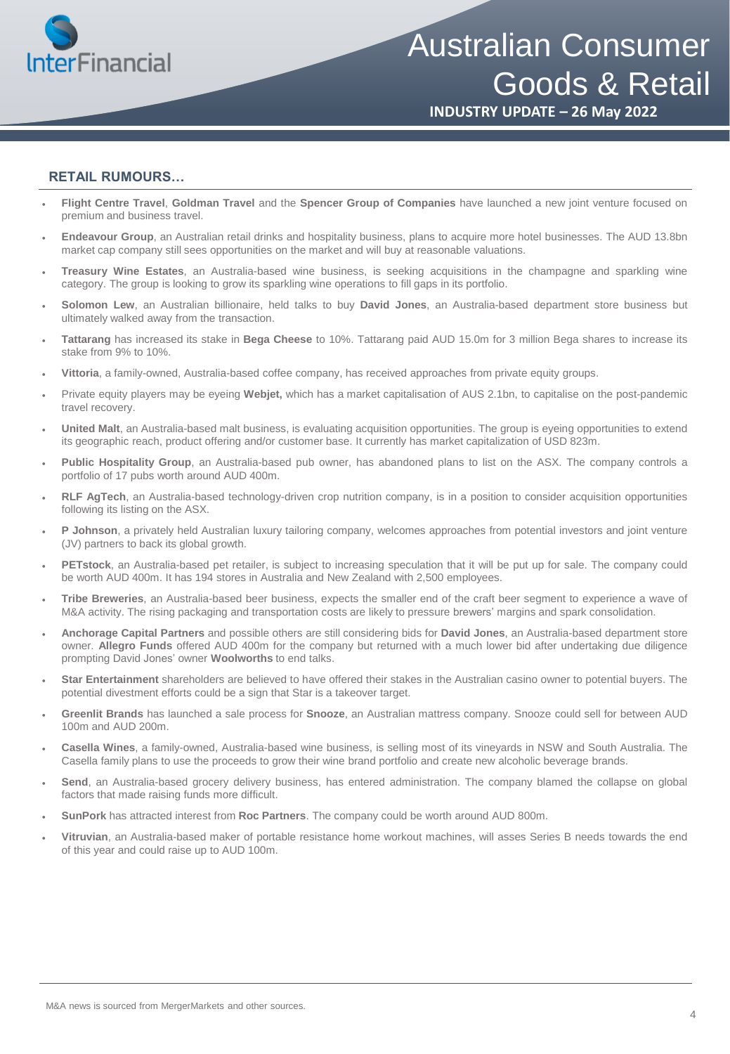## RETAIL RUMOURS…

- **Flight Centre Travel**, **Goldman Travel** and the **Spencer Group of Companies** have launched a new joint venture focused on premium and business travel.
- **Endeavour Group**, an Australian retail drinks and hospitality business, plans to acquire more hotel businesses. The AUD 13.8bn market cap company still sees opportunities on the market and will buy at reasonable valuations.
- **Treasury Wine Estates**, an Australia-based wine business, is seeking acquisitions in the champagne and sparkling wine category. The group is looking to grow its sparkling wine operations to fill gaps in its portfolio.
- **Solomon Lew**, an Australian billionaire, held talks to buy **David Jones**, an Australia-based department store business but ultimately walked away from the transaction.
- **Tattarang** has increased its stake in **Bega Cheese** to 10%. Tattarang paid AUD 15.0m for 3 million Bega shares to increase its stake from 9% to 10%.
- **Vittoria**, a family-owned, Australia-based coffee company, has received approaches from private equity groups.
- Private equity players may be eyeing **Webjet,** which has a market capitalisation of AUS 2.1bn, to capitalise on the post-pandemic travel recovery.
- **United Malt**, an Australia-based malt business, is evaluating acquisition opportunities. The group is eyeing opportunities to extend its geographic reach, product offering and/or customer base. It currently has market capitalization of USD 823m.
- **Public Hospitality Group**, an Australia-based pub owner, has abandoned plans to list on the ASX. The company controls a portfolio of 17 pubs worth around AUD 400m.
- **RLF AgTech**, an Australia-based technology-driven crop nutrition company, is in a position to consider acquisition opportunities following its listing on the ASX.
- **P Johnson**, a privately held Australian luxury tailoring company, welcomes approaches from potential investors and joint venture (JV) partners to back its global growth.
- **PETstock**, an Australia-based pet retailer, is subject to increasing speculation that it will be put up for sale. The company could be worth AUD 400m. It has 194 stores in Australia and New Zealand with 2,500 employees.
- **Tribe Breweries**, an Australia-based beer business, expects the smaller end of the craft beer segment to experience a wave of M&A activity. The rising packaging and transportation costs are likely to pressure brewers' margins and spark consolidation.
- **Anchorage Capital Partners** and possible others are still considering bids for **David Jones**, an Australia-based department store owner. **Allegro Funds** offered AUD 400m for the company but returned with a much lower bid after undertaking due diligence prompting David Jones' owner **Woolworths** to end talks.
- **Star Entertainment** shareholders are believed to have offered their stakes in the Australian casino owner to potential buyers. The potential divestment efforts could be a sign that Star is a takeover target.
- **Greenlit Brands** has launched a sale process for **Snooze**, an Australian mattress company. Snooze could sell for between AUD 100m and AUD 200m.
- **Casella Wines**, a family-owned, Australia-based wine business, is selling most of its vineyards in NSW and South Australia. The Casella family plans to use the proceeds to grow their wine brand portfolio and create new alcoholic beverage brands.
- **Send**, an Australia-based grocery delivery business, has entered administration. The company blamed the collapse on global factors that made raising funds more difficult.
- **SunPork** has attracted interest from **Roc Partners**. The company could be worth around AUD 800m.
- **Vitruvian**, an Australia-based maker of portable resistance home workout machines, will asses Series B needs towards the end of this year and could raise up to AUD 100m.

M&A news is sourced from MergerMarkets and other sources.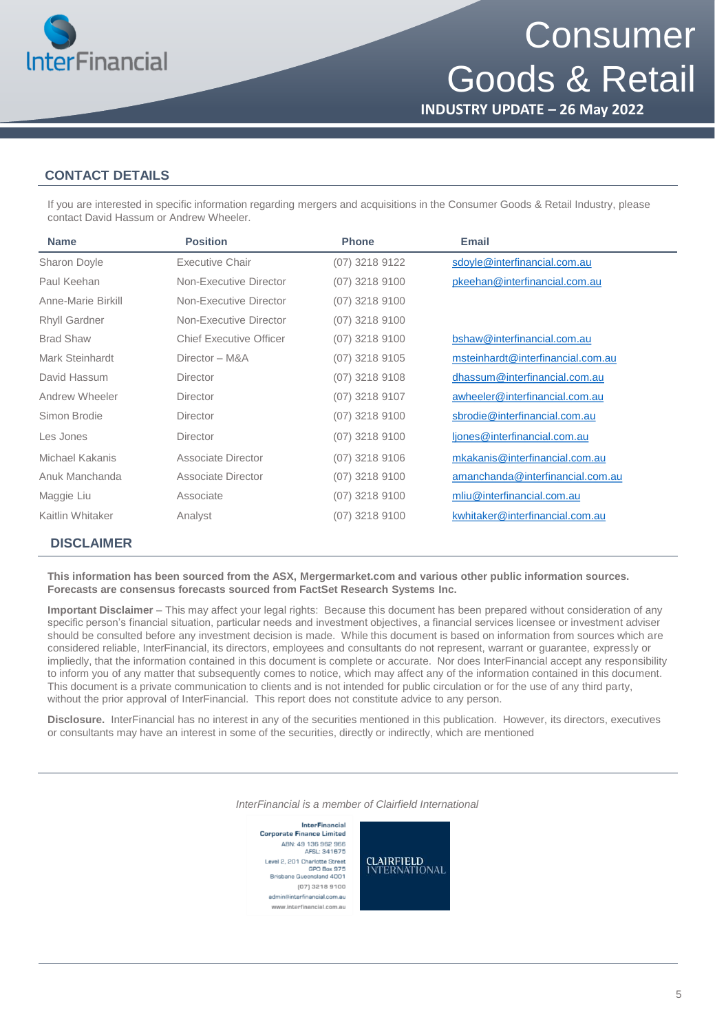# Consumer Goods & Retail

**INDUSTRY UPDATE – 26 May 2022**

## CONTACT DETAILS

If you are interested in specific information regarding mergers and acquisitions in the Consumer Goods & Retail Industry, please contact David Hassum or Andrew Wheeler.

| Name | Position | Phone | Email |
|---|---|---|---|
| Sharon Doyle | Executive Chair | (07) 3218 9122 | sdoyle@interfinancial.com.au |
| Paul Keehan | Non-Executive Director | (07) 3218 9100 | pkeehan@interfinancial.com.au |
| Anne-Marie Birkill | Non-Executive Director | (07) 3218 9100 | |
| Rhyll Gardner | Non-Executive Director | (07) 3218 9100 | |
| Brad Shaw | Chief Executive Officer | (07) 3218 9100 | bshaw@interfinancial.com.au |
| Mark Steinhardt | Director – M&A | (07) 3218 9105 | msteinhardt@interfinancial.com.au |
| David Hassum | Director | (07) 3218 9108 | dhassum@interfinancial.com.au |
| Andrew Wheeler | Director | (07) 3218 9107 | awheeler@interfinancial.com.au |
| Simon Brodie | Director | (07) 3218 9100 | sbrodie@interfinancial.com.au |
| Les Jones | Director | (07) 3218 9100 | ljones@interfinancial.com.au |
| Michael Kakanis | Associate Director | (07) 3218 9106 | mkakanis@interfinancial.com.au |
| Anuk Manchanda | Associate Director | (07) 3218 9100 | amanchanda@interfinancial.com.au |
| Maggie Liu | Associate | (07) 3218 9100 | mliu@interfinancial.com.au |
| Kaitlin Whitaker | Analyst | (07) 3218 9100 | kwhitaker@interfinancial.com.au |

## DISCLAIMER

**This information has been sourced from the ASX, Mergermarket.com and various other public information sources. Forecasts are consensus forecasts sourced from FactSet Research Systems Inc.**

**Important Disclaimer** – This may affect your legal rights: Because this document has been prepared without consideration of any specific person's financial situation, particular needs and investment objectives, a financial services licensee or investment adviser should be consulted before any investment decision is made. While this document is based on information from sources which are considered reliable, InterFinancial, its directors, employees and consultants do not represent, warrant or guarantee, expressly or impliedly, that the information contained in this document is complete or accurate. Nor does InterFinancial accept any responsibility to inform you of any matter that subsequently comes to notice, which may affect any of the information contained in this document. This document is a private communication to clients and is not intended for public circulation or for the use of any third party, without the prior approval of InterFinancial. This report does not constitute advice to any person.

**Disclosure.** InterFinancial has no interest in any of the securities mentioned in this publication. However, its directors, executives or consultants may have an interest in some of the securities, directly or indirectly, which are mentioned

*InterFinancial is a member of Clairfield International*

**InterFinancial Corporate Finance Limited**
ABN: 49 136 962 966
AFSL: 341675
Level 2, 201 Charlotte Street
GPO Box 975
Brisbane Queensland 4001
(07) 3218 9100
admin@interfinancial.com.au
www.interfinancial.com.au

CLAIRFIELD INTERNATIONAL